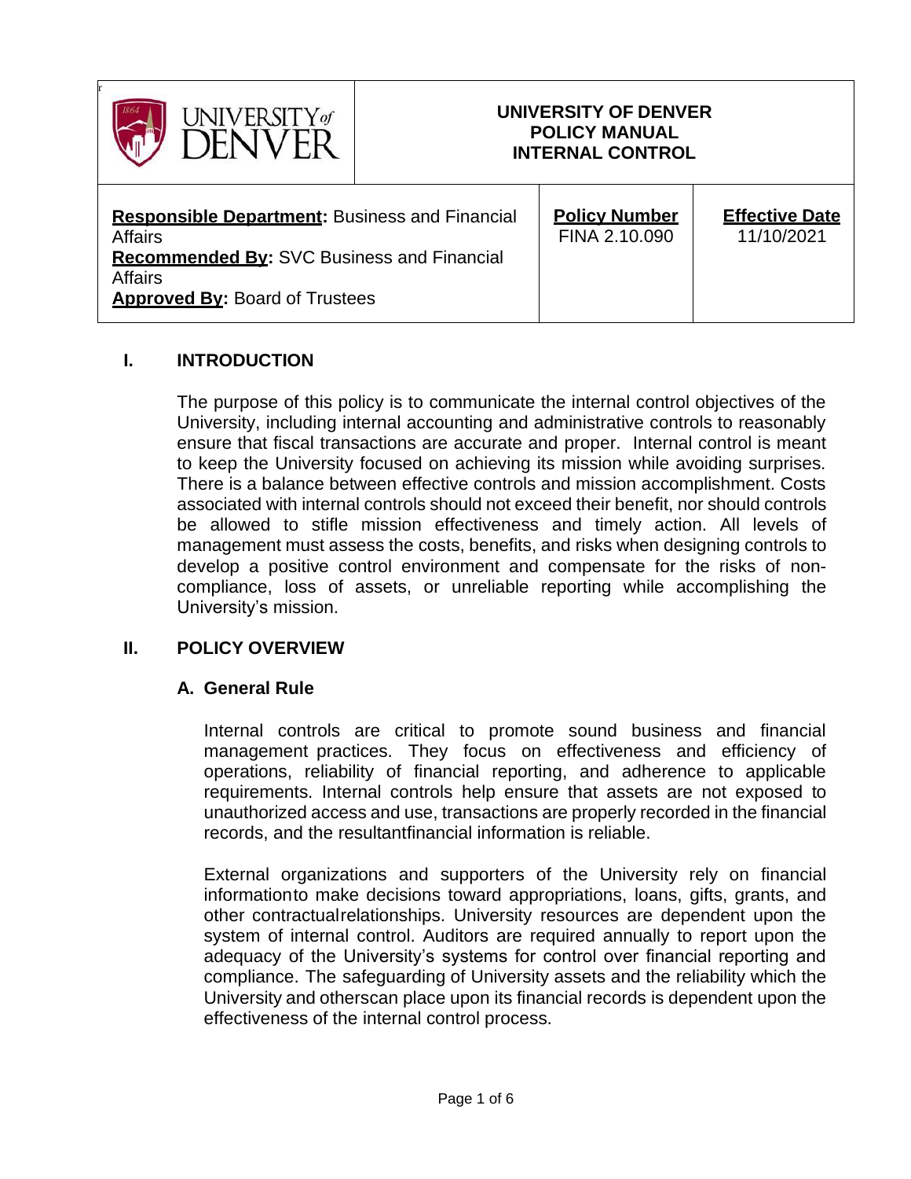# UNIVERSITY OF DENVER POLICY MANUAL INTERNAL CONTROL

| Responsible Department: Business and Financial Affairs<br>Recommended By: SVC Business and Financial Affairs<br>Approved By: Board of Trustees | Policy Number | Effective Date |
|---|---|---|
| | FINA 2.10.090 | 11/10/2021 |

## I. INTRODUCTION

The purpose of this policy is to communicate the internal control objectives of the University, including internal accounting and administrative controls to reasonably ensure that fiscal transactions are accurate and proper. Internal control is meant to keep the University focused on achieving its mission while avoiding surprises. There is a balance between effective controls and mission accomplishment. Costs associated with internal controls should not exceed their benefit, nor should controls be allowed to stifle mission effectiveness and timely action. All levels of management must assess the costs, benefits, and risks when designing controls to develop a positive control environment and compensate for the risks of non-compliance, loss of assets, or unreliable reporting while accomplishing the University's mission.

## II. POLICY OVERVIEW

### A. General Rule

Internal controls are critical to promote sound business and financial management practices. They focus on effectiveness and efficiency of operations, reliability of financial reporting, and adherence to applicable requirements. Internal controls help ensure that assets are not exposed to unauthorized access and use, transactions are properly recorded in the financial records, and the resultantfinancial information is reliable.

External organizations and supporters of the University rely on financial informationto make decisions toward appropriations, loans, gifts, grants, and other contractualrelationships. University resources are dependent upon the system of internal control. Auditors are required annually to report upon the adequacy of the University's systems for control over financial reporting and compliance. The safeguarding of University assets and the reliability which the University and otherscan place upon its financial records is dependent upon the effectiveness of the internal control process.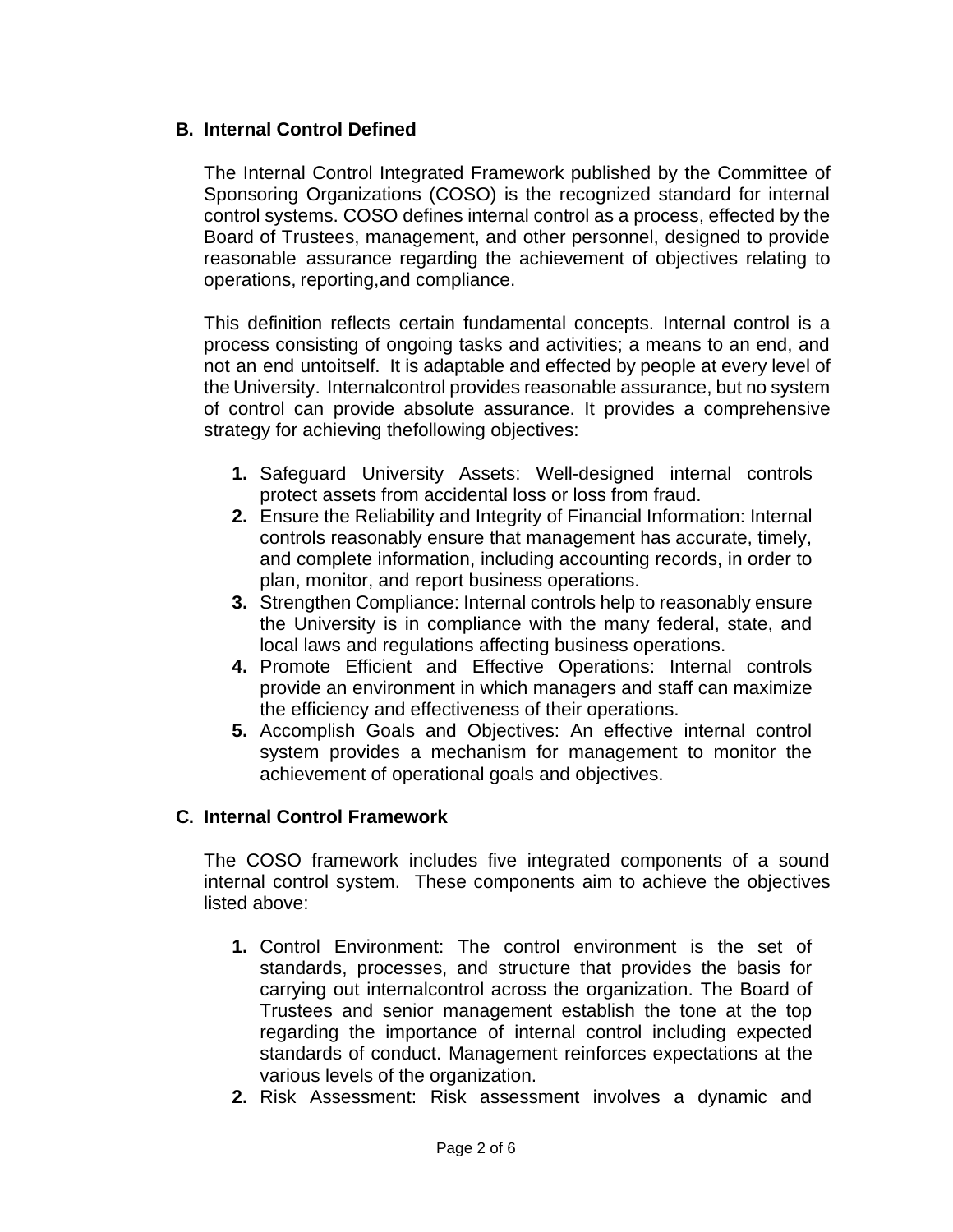## B. Internal Control Defined

The Internal Control Integrated Framework published by the Committee of Sponsoring Organizations (COSO) is the recognized standard for internal control systems. COSO defines internal control as a process, effected by the Board of Trustees, management, and other personnel, designed to provide reasonable assurance regarding the achievement of objectives relating to operations, reporting,and compliance.

This definition reflects certain fundamental concepts. Internal control is a process consisting of ongoing tasks and activities; a means to an end, and not an end untoitself. It is adaptable and effected by people at every level of the University. Internalcontrol provides reasonable assurance, but no system of control can provide absolute assurance. It provides a comprehensive strategy for achieving thefollowing objectives:

1. Safeguard University Assets: Well-designed internal controls protect assets from accidental loss or loss from fraud.
2. Ensure the Reliability and Integrity of Financial Information: Internal controls reasonably ensure that management has accurate, timely, and complete information, including accounting records, in order to plan, monitor, and report business operations.
3. Strengthen Compliance: Internal controls help to reasonably ensure the University is in compliance with the many federal, state, and local laws and regulations affecting business operations.
4. Promote Efficient and Effective Operations: Internal controls provide an environment in which managers and staff can maximize the efficiency and effectiveness of their operations.
5. Accomplish Goals and Objectives: An effective internal control system provides a mechanism for management to monitor the achievement of operational goals and objectives.

## C. Internal Control Framework

The COSO framework includes five integrated components of a sound internal control system. These components aim to achieve the objectives listed above:

1. Control Environment: The control environment is the set of standards, processes, and structure that provides the basis for carrying out internalcontrol across the organization. The Board of Trustees and senior management establish the tone at the top regarding the importance of internal control including expected standards of conduct. Management reinforces expectations at the various levels of the organization.
2. Risk Assessment: Risk assessment involves a dynamic and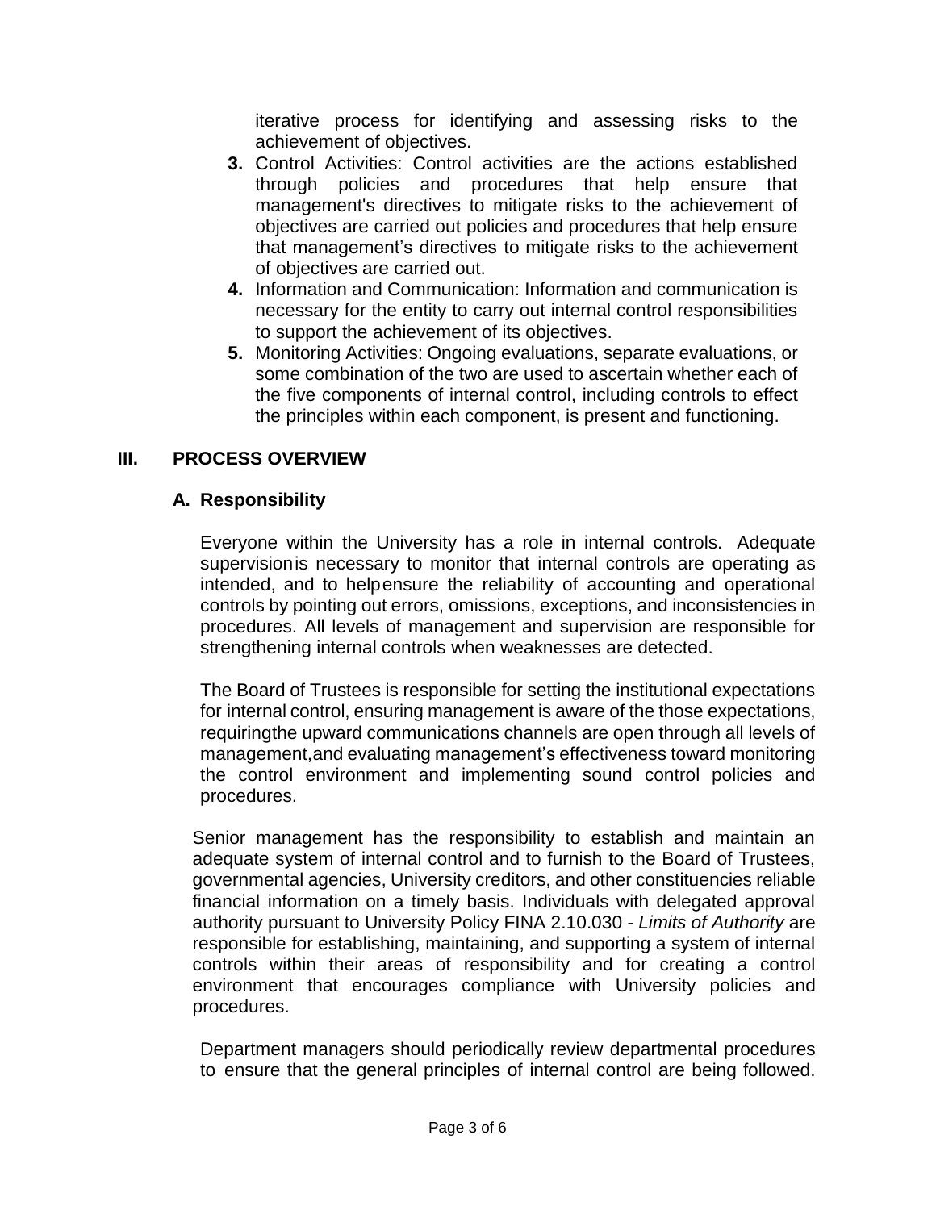iterative process for identifying and assessing risks to the achievement of objectives.

3. Control Activities: Control activities are the actions established through policies and procedures that help ensure that management's directives to mitigate risks to the achievement of objectives are carried out policies and procedures that help ensure that management's directives to mitigate risks to the achievement of objectives are carried out.
4. Information and Communication: Information and communication is necessary for the entity to carry out internal control responsibilities to support the achievement of its objectives.
5. Monitoring Activities: Ongoing evaluations, separate evaluations, or some combination of the two are used to ascertain whether each of the five components of internal control, including controls to effect the principles within each component, is present and functioning.

## III. PROCESS OVERVIEW

### A. Responsibility

Everyone within the University has a role in internal controls. Adequate supervisionis necessary to monitor that internal controls are operating as intended, and to helpensure the reliability of accounting and operational controls by pointing out errors, omissions, exceptions, and inconsistencies in procedures. All levels of management and supervision are responsible for strengthening internal controls when weaknesses are detected.

The Board of Trustees is responsible for setting the institutional expectations for internal control, ensuring management is aware of the those expectations, requiringthe upward communications channels are open through all levels of management,and evaluating management's effectiveness toward monitoring the control environment and implementing sound control policies and procedures.

Senior management has the responsibility to establish and maintain an adequate system of internal control and to furnish to the Board of Trustees, governmental agencies, University creditors, and other constituencies reliable financial information on a timely basis. Individuals with delegated approval authority pursuant to University Policy FINA 2.10.030 - *Limits of Authority* are responsible for establishing, maintaining, and supporting a system of internal controls within their areas of responsibility and for creating a control environment that encourages compliance with University policies and procedures.

Department managers should periodically review departmental procedures to ensure that the general principles of internal control are being followed.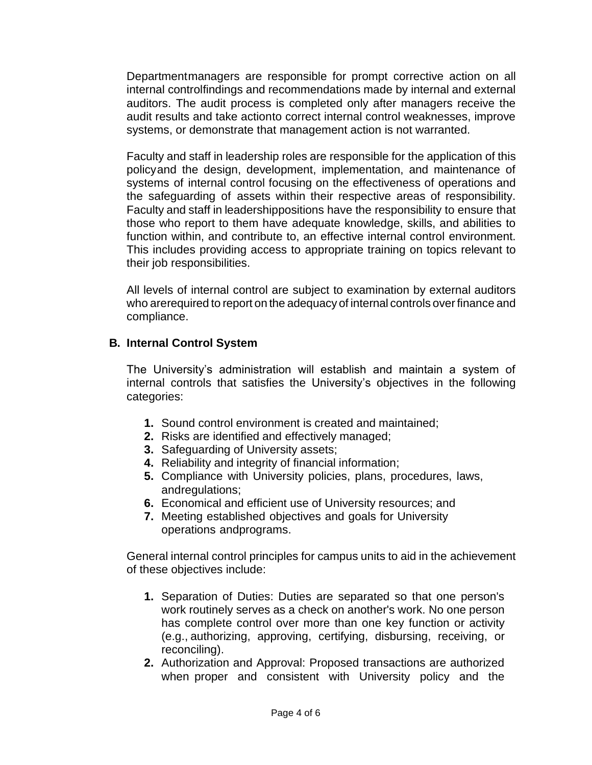Department managers are responsible for prompt corrective action on all internal control findings and recommendations made by internal and external auditors. The audit process is completed only after managers receive the audit results and take action to correct internal control weaknesses, improve systems, or demonstrate that management action is not warranted.

Faculty and staff in leadership roles are responsible for the application of this policy and the design, development, implementation, and maintenance of systems of internal control focusing on the effectiveness of operations and the safeguarding of assets within their respective areas of responsibility. Faculty and staff in leadership positions have the responsibility to ensure that those who report to them have adequate knowledge, skills, and abilities to function within, and contribute to, an effective internal control environment. This includes providing access to appropriate training on topics relevant to their job responsibilities.

All levels of internal control are subject to examination by external auditors who are required to report on the adequacy of internal controls over finance and compliance.

## B. Internal Control System

The University's administration will establish and maintain a system of internal controls that satisfies the University's objectives in the following categories:

1. Sound control environment is created and maintained;
2. Risks are identified and effectively managed;
3. Safeguarding of University assets;
4. Reliability and integrity of financial information;
5. Compliance with University policies, plans, procedures, laws, and regulations;
6. Economical and efficient use of University resources; and
7. Meeting established objectives and goals for University operations and programs.

General internal control principles for campus units to aid in the achievement of these objectives include:

1. Separation of Duties: Duties are separated so that one person's work routinely serves as a check on another's work. No one person has complete control over more than one key function or activity (e.g., authorizing, approving, certifying, disbursing, receiving, or reconciling).
2. Authorization and Approval: Proposed transactions are authorized when proper and consistent with University policy and the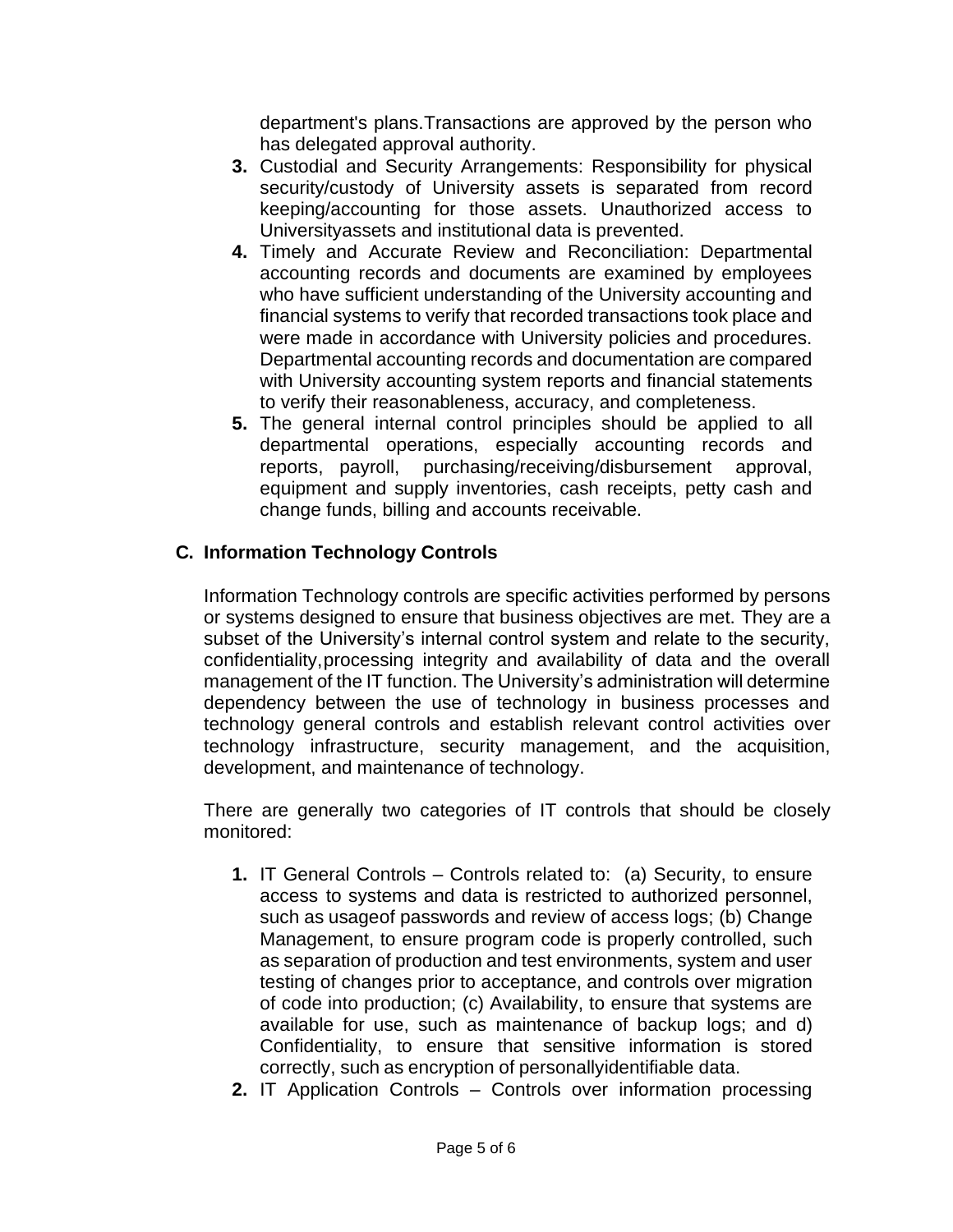department's plans.Transactions are approved by the person who has delegated approval authority.

3. Custodial and Security Arrangements: Responsibility for physical security/custody of University assets is separated from record keeping/accounting for those assets. Unauthorized access to Universityassets and institutional data is prevented.
4. Timely and Accurate Review and Reconciliation: Departmental accounting records and documents are examined by employees who have sufficient understanding of the University accounting and financial systems to verify that recorded transactions took place and were made in accordance with University policies and procedures. Departmental accounting records and documentation are compared with University accounting system reports and financial statements to verify their reasonableness, accuracy, and completeness.
5. The general internal control principles should be applied to all departmental operations, especially accounting records and reports, payroll, purchasing/receiving/disbursement approval, equipment and supply inventories, cash receipts, petty cash and change funds, billing and accounts receivable.

## C. Information Technology Controls

Information Technology controls are specific activities performed by persons or systems designed to ensure that business objectives are met. They are a subset of the University's internal control system and relate to the security, confidentiality,processing integrity and availability of data and the overall management of the IT function. The University's administration will determine dependency between the use of technology in business processes and technology general controls and establish relevant control activities over technology infrastructure, security management, and the acquisition, development, and maintenance of technology.

There are generally two categories of IT controls that should be closely monitored:

1. IT General Controls – Controls related to: (a) Security, to ensure access to systems and data is restricted to authorized personnel, such as usageof passwords and review of access logs; (b) Change Management, to ensure program code is properly controlled, such as separation of production and test environments, system and user testing of changes prior to acceptance, and controls over migration of code into production; (c) Availability, to ensure that systems are available for use, such as maintenance of backup logs; and d) Confidentiality, to ensure that sensitive information is stored correctly, such as encryption of personallyidentifiable data.
2. IT Application Controls – Controls over information processing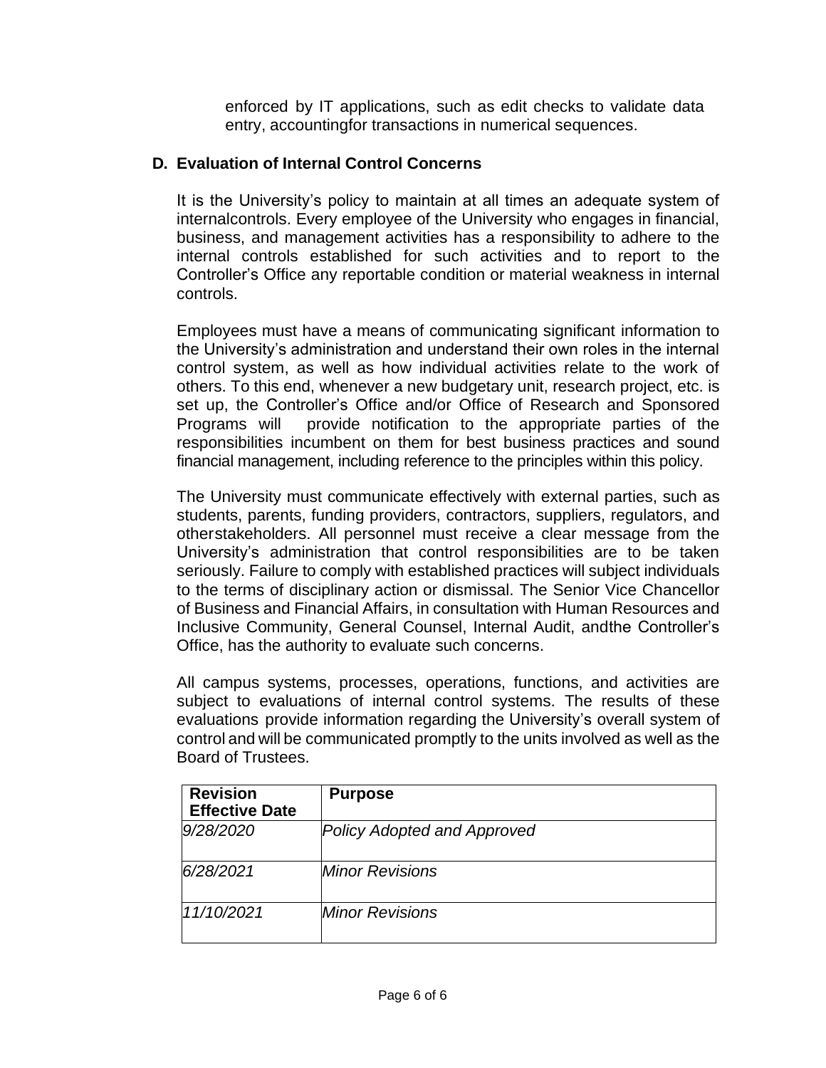enforced by IT applications, such as edit checks to validate data entry, accountingfor transactions in numerical sequences.

### D. Evaluation of Internal Control Concerns

It is the University's policy to maintain at all times an adequate system of internalcontrols. Every employee of the University who engages in financial, business, and management activities has a responsibility to adhere to the internal controls established for such activities and to report to the Controller's Office any reportable condition or material weakness in internal controls.

Employees must have a means of communicating significant information to the University's administration and understand their own roles in the internal control system, as well as how individual activities relate to the work of others. To this end, whenever a new budgetary unit, research project, etc. is set up, the Controller's Office and/or Office of Research and Sponsored Programs will provide notification to the appropriate parties of the responsibilities incumbent on them for best business practices and sound financial management, including reference to the principles within this policy.

The University must communicate effectively with external parties, such as students, parents, funding providers, contractors, suppliers, regulators, and otherstakeholders. All personnel must receive a clear message from the University's administration that control responsibilities are to be taken seriously. Failure to comply with established practices will subject individuals to the terms of disciplinary action or dismissal. The Senior Vice Chancellor of Business and Financial Affairs, in consultation with Human Resources and Inclusive Community, General Counsel, Internal Audit, andthe Controller's Office, has the authority to evaluate such concerns.

All campus systems, processes, operations, functions, and activities are subject to evaluations of internal control systems. The results of these evaluations provide information regarding the University's overall system of control and will be communicated promptly to the units involved as well as the Board of Trustees.

| **Revision Effective Date** | **Purpose** |
|---|---|
| *9/28/2020* | *Policy Adopted and Approved* |
| *6/28/2021* | *Minor Revisions* |
| *11/10/2021* | *Minor Revisions* |